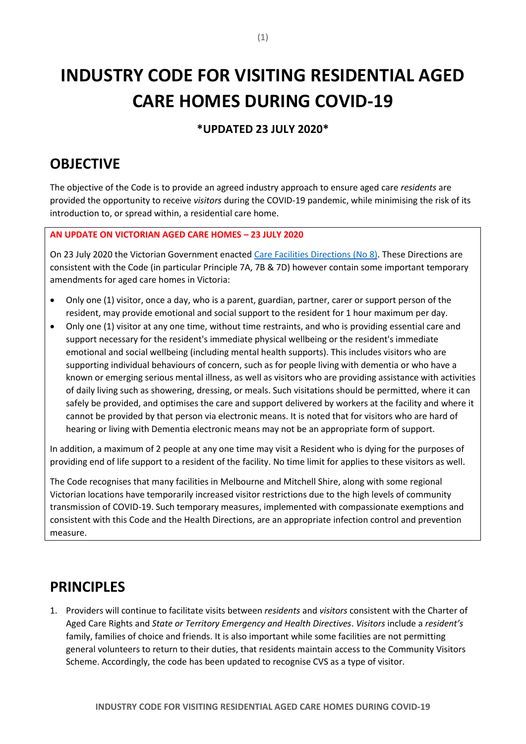# INDUSTRY CODE FOR VISITING RESIDENTIAL AGED CARE HOMES DURING COVID-19

**\*UPDATED 23 JULY 2020\***

## OBJECTIVE

The objective of the Code is to provide an agreed industry approach to ensure aged care *residents* are provided the opportunity to receive *visitors* during the COVID-19 pandemic, while minimising the risk of its introduction to, or spread within, a residential care home.

**AN UPDATE ON VICTORIAN AGED CARE HOMES – 23 JULY 2020**

On 23 July 2020 the Victorian Government enacted Care Facilities Directions (No 8). These Directions are consistent with the Code (in particular Principle 7A, 7B & 7D) however contain some important temporary amendments for aged care homes in Victoria:

- Only one (1) visitor, once a day, who is a parent, guardian, partner, carer or support person of the resident, may provide emotional and social support to the resident for 1 hour maximum per day.
- Only one (1) visitor at any one time, without time restraints, and who is providing essential care and support necessary for the resident's immediate physical wellbeing or the resident's immediate emotional and social wellbeing (including mental health supports). This includes visitors who are supporting individual behaviours of concern, such as for people living with dementia or who have a known or emerging serious mental illness, as well as visitors who are providing assistance with activities of daily living such as showering, dressing, or meals. Such visitations should be permitted, where it can safely be provided, and optimises the care and support delivered by workers at the facility and where it cannot be provided by that person via electronic means. It is noted that for visitors who are hard of hearing or living with Dementia electronic means may not be an appropriate form of support.

In addition, a maximum of 2 people at any one time may visit a Resident who is dying for the purposes of providing end of life support to a resident of the facility. No time limit for applies to these visitors as well.

The Code recognises that many facilities in Melbourne and Mitchell Shire, along with some regional Victorian locations have temporarily increased visitor restrictions due to the high levels of community transmission of COVID-19. Such temporary measures, implemented with compassionate exemptions and consistent with this Code and the Health Directions, are an appropriate infection control and prevention measure.

## PRINCIPLES

1. Providers will continue to facilitate visits between *residents* and *visitors* consistent with the Charter of Aged Care Rights and *State or Territory Emergency and Health Directives*. *Visitors* include a *resident's* family, families of choice and friends. It is also important while some facilities are not permitting general volunteers to return to their duties, that residents maintain access to the Community Visitors Scheme. Accordingly, the code has been updated to recognise CVS as a type of visitor.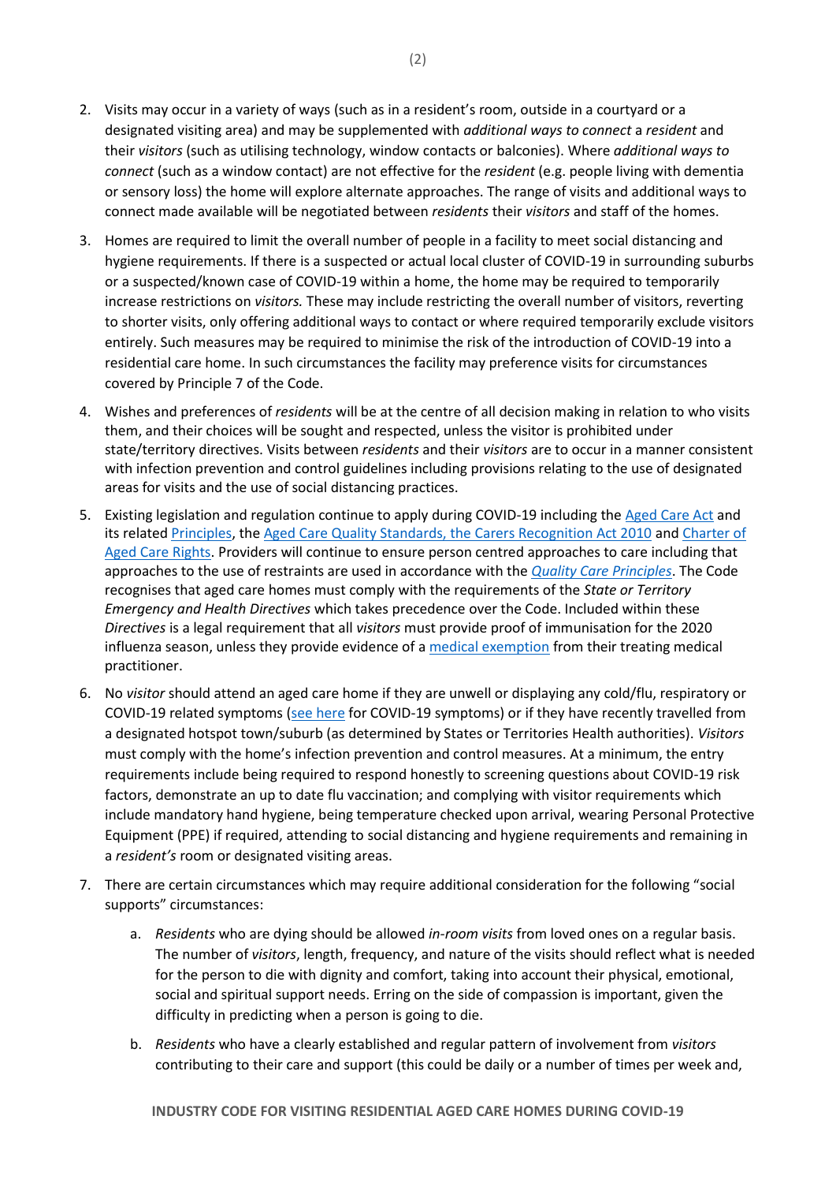2. Visits may occur in a variety of ways (such as in a resident's room, outside in a courtyard or a designated visiting area) and may be supplemented with *additional ways to connect* a *resident* and their *visitors* (such as utilising technology, window contacts or balconies). Where *additional ways to connect* (such as a window contact) are not effective for the *resident* (e.g. people living with dementia or sensory loss) the home will explore alternate approaches. The range of visits and additional ways to connect made available will be negotiated between *residents* their *visitors* and staff of the homes.

3. Homes are required to limit the overall number of people in a facility to meet social distancing and hygiene requirements. If there is a suspected or actual local cluster of COVID-19 in surrounding suburbs or a suspected/known case of COVID-19 within a home, the home may be required to temporarily increase restrictions on *visitors.* These may include restricting the overall number of visitors, reverting to shorter visits, only offering additional ways to contact or where required temporarily exclude visitors entirely. Such measures may be required to minimise the risk of the introduction of COVID-19 into a residential care home. In such circumstances the facility may preference visits for circumstances covered by Principle 7 of the Code.

4. Wishes and preferences of *residents* will be at the centre of all decision making in relation to who visits them, and their choices will be sought and respected, unless the visitor is prohibited under state/territory directives. Visits between *residents* and their *visitors* are to occur in a manner consistent with infection prevention and control guidelines including provisions relating to the use of designated areas for visits and the use of social distancing practices.

5. Existing legislation and regulation continue to apply during COVID-19 including the Aged Care Act and its related Principles, the Aged Care Quality Standards, the Carers Recognition Act 2010 and Charter of Aged Care Rights. Providers will continue to ensure person centred approaches to care including that approaches to the use of restraints are used in accordance with the *Quality Care Principles*. The Code recognises that aged care homes must comply with the requirements of the *State or Territory Emergency and Health Directives* which takes precedence over the Code. Included within these *Directives* is a legal requirement that all *visitors* must provide proof of immunisation for the 2020 influenza season, unless they provide evidence of a medical exemption from their treating medical practitioner.

6. No *visitor* should attend an aged care home if they are unwell or displaying any cold/flu, respiratory or COVID-19 related symptoms (see here for COVID-19 symptoms) or if they have recently travelled from a designated hotspot town/suburb (as determined by States or Territories Health authorities). *Visitors* must comply with the home's infection prevention and control measures. At a minimum, the entry requirements include being required to respond honestly to screening questions about COVID-19 risk factors, demonstrate an up to date flu vaccination; and complying with visitor requirements which include mandatory hand hygiene, being temperature checked upon arrival, wearing Personal Protective Equipment (PPE) if required, attending to social distancing and hygiene requirements and remaining in a *resident's* room or designated visiting areas.

7. There are certain circumstances which may require additional consideration for the following "social supports" circumstances:

   a. *Residents* who are dying should be allowed *in-room visits* from loved ones on a regular basis. The number of *visitors*, length, frequency, and nature of the visits should reflect what is needed for the person to die with dignity and comfort, taking into account their physical, emotional, social and spiritual support needs. Erring on the side of compassion is important, given the difficulty in predicting when a person is going to die.

   b. *Residents* who have a clearly established and regular pattern of involvement from *visitors* contributing to their care and support (this could be daily or a number of times per week and,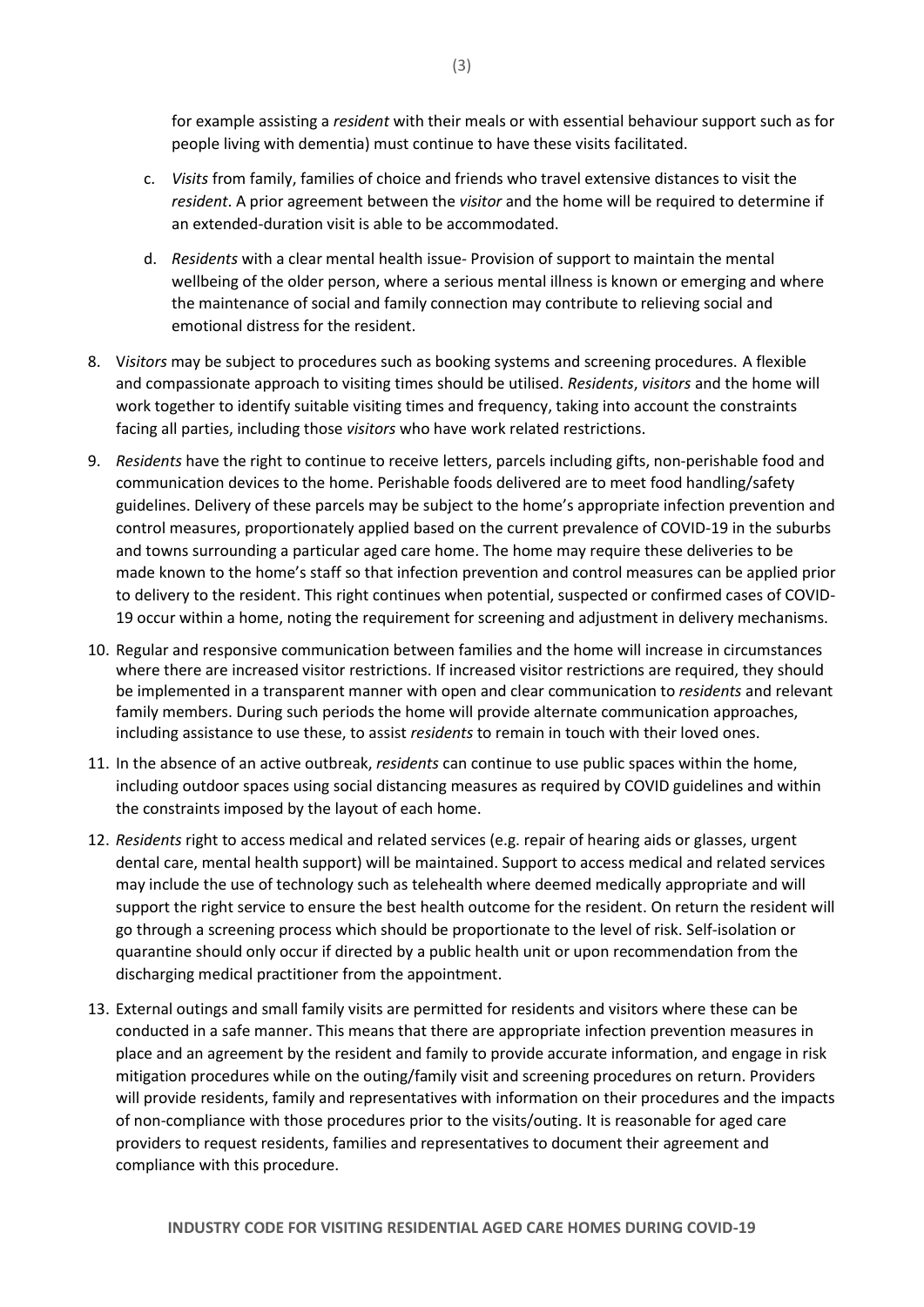for example assisting a *resident* with their meals or with essential behaviour support such as for people living with dementia) must continue to have these visits facilitated.

c. *Visits* from family, families of choice and friends who travel extensive distances to visit the *resident*. A prior agreement between the *visitor* and the home will be required to determine if an extended-duration visit is able to be accommodated.

d. *Residents* with a clear mental health issue- Provision of support to maintain the mental wellbeing of the older person, where a serious mental illness is known or emerging and where the maintenance of social and family connection may contribute to relieving social and emotional distress for the resident.

8. V*isitors* may be subject to procedures such as booking systems and screening procedures. A flexible and compassionate approach to visiting times should be utilised. *Residents*, *visitors* and the home will work together to identify suitable visiting times and frequency, taking into account the constraints facing all parties, including those *visitors* who have work related restrictions.

9. *Residents* have the right to continue to receive letters, parcels including gifts, non-perishable food and communication devices to the home. Perishable foods delivered are to meet food handling/safety guidelines. Delivery of these parcels may be subject to the home's appropriate infection prevention and control measures, proportionately applied based on the current prevalence of COVID-19 in the suburbs and towns surrounding a particular aged care home. The home may require these deliveries to be made known to the home's staff so that infection prevention and control measures can be applied prior to delivery to the resident. This right continues when potential, suspected or confirmed cases of COVID-19 occur within a home, noting the requirement for screening and adjustment in delivery mechanisms.

10. Regular and responsive communication between families and the home will increase in circumstances where there are increased visitor restrictions. If increased visitor restrictions are required, they should be implemented in a transparent manner with open and clear communication to *residents* and relevant family members. During such periods the home will provide alternate communication approaches, including assistance to use these, to assist *residents* to remain in touch with their loved ones.

11. In the absence of an active outbreak, *residents* can continue to use public spaces within the home, including outdoor spaces using social distancing measures as required by COVID guidelines and within the constraints imposed by the layout of each home.

12. *Residents* right to access medical and related services (e.g. repair of hearing aids or glasses, urgent dental care, mental health support) will be maintained. Support to access medical and related services may include the use of technology such as telehealth where deemed medically appropriate and will support the right service to ensure the best health outcome for the resident. On return the resident will go through a screening process which should be proportionate to the level of risk. Self-isolation or quarantine should only occur if directed by a public health unit or upon recommendation from the discharging medical practitioner from the appointment.

13. External outings and small family visits are permitted for residents and visitors where these can be conducted in a safe manner. This means that there are appropriate infection prevention measures in place and an agreement by the resident and family to provide accurate information, and engage in risk mitigation procedures while on the outing/family visit and screening procedures on return. Providers will provide residents, family and representatives with information on their procedures and the impacts of non-compliance with those procedures prior to the visits/outing. It is reasonable for aged care providers to request residents, families and representatives to document their agreement and compliance with this procedure.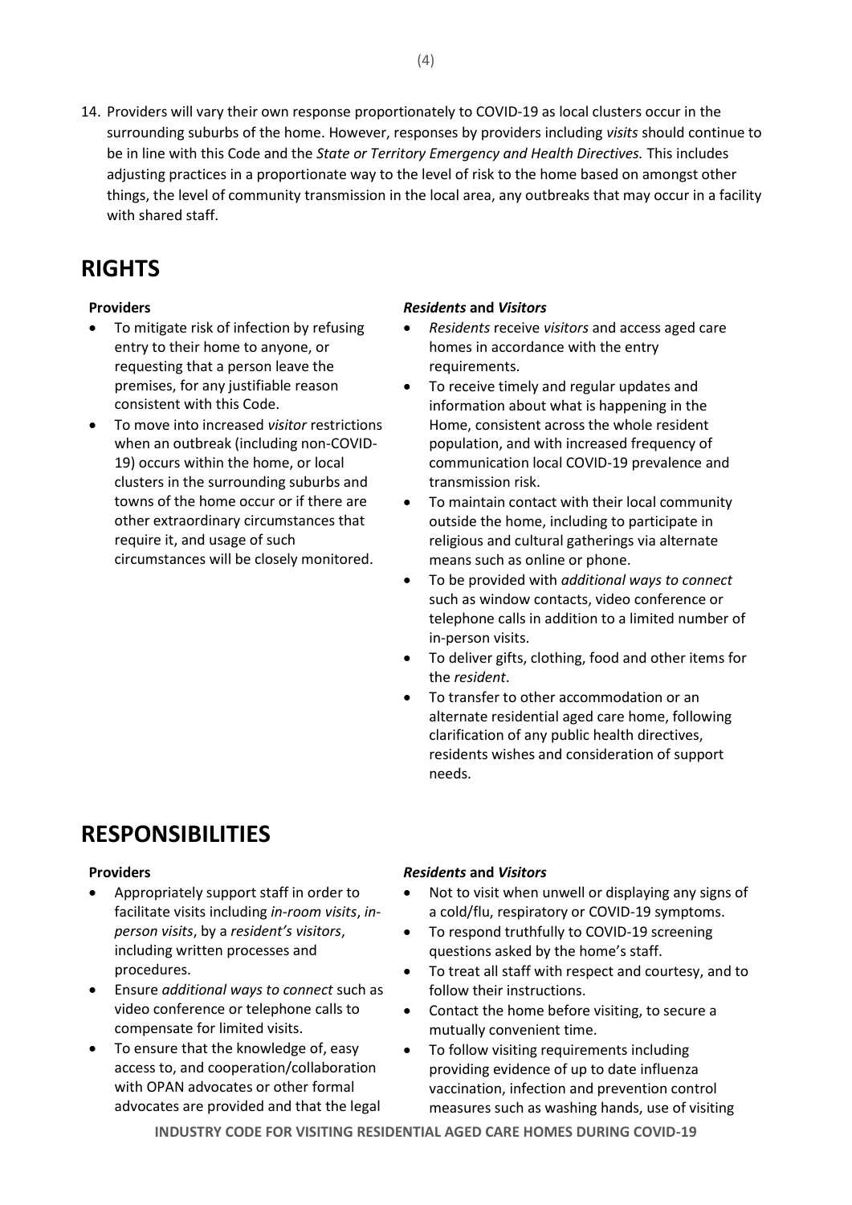14. Providers will vary their own response proportionately to COVID-19 as local clusters occur in the surrounding suburbs of the home. However, responses by providers including *visits* should continue to be in line with this Code and the *State or Territory Emergency and Health Directives.* This includes adjusting practices in a proportionate way to the level of risk to the home based on amongst other things, the level of community transmission in the local area, any outbreaks that may occur in a facility with shared staff.

# RIGHTS

**Providers**

- To mitigate risk of infection by refusing entry to their home to anyone, or requesting that a person leave the premises, for any justifiable reason consistent with this Code.
- To move into increased *visitor* restrictions when an outbreak (including non-COVID-19) occurs within the home, or local clusters in the surrounding suburbs and towns of the home occur or if there are other extraordinary circumstances that require it, and usage of such circumstances will be closely monitored.

***Residents* and *Visitors***

- *Residents* receive *visitors* and access aged care homes in accordance with the entry requirements.
- To receive timely and regular updates and information about what is happening in the Home, consistent across the whole resident population, and with increased frequency of communication local COVID-19 prevalence and transmission risk.
- To maintain contact with their local community outside the home, including to participate in religious and cultural gatherings via alternate means such as online or phone.
- To be provided with *additional ways to connect* such as window contacts, video conference or telephone calls in addition to a limited number of in-person visits.
- To deliver gifts, clothing, food and other items for the *resident*.
- To transfer to other accommodation or an alternate residential aged care home, following clarification of any public health directives, residents wishes and consideration of support needs.

# RESPONSIBILITIES

**Providers**

- Appropriately support staff in order to facilitate visits including *in-room visits*, *in-person visits*, by a *resident's visitors*, including written processes and procedures.
- Ensure *additional ways to connect* such as video conference or telephone calls to compensate for limited visits.
- To ensure that the knowledge of, easy access to, and cooperation/collaboration with OPAN advocates or other formal advocates are provided and that the legal

***Residents* and *Visitors***

- Not to visit when unwell or displaying any signs of a cold/flu, respiratory or COVID-19 symptoms.
- To respond truthfully to COVID-19 screening questions asked by the home's staff.
- To treat all staff with respect and courtesy, and to follow their instructions.
- Contact the home before visiting, to secure a mutually convenient time.
- To follow visiting requirements including providing evidence of up to date influenza vaccination, infection and prevention control measures such as washing hands, use of visiting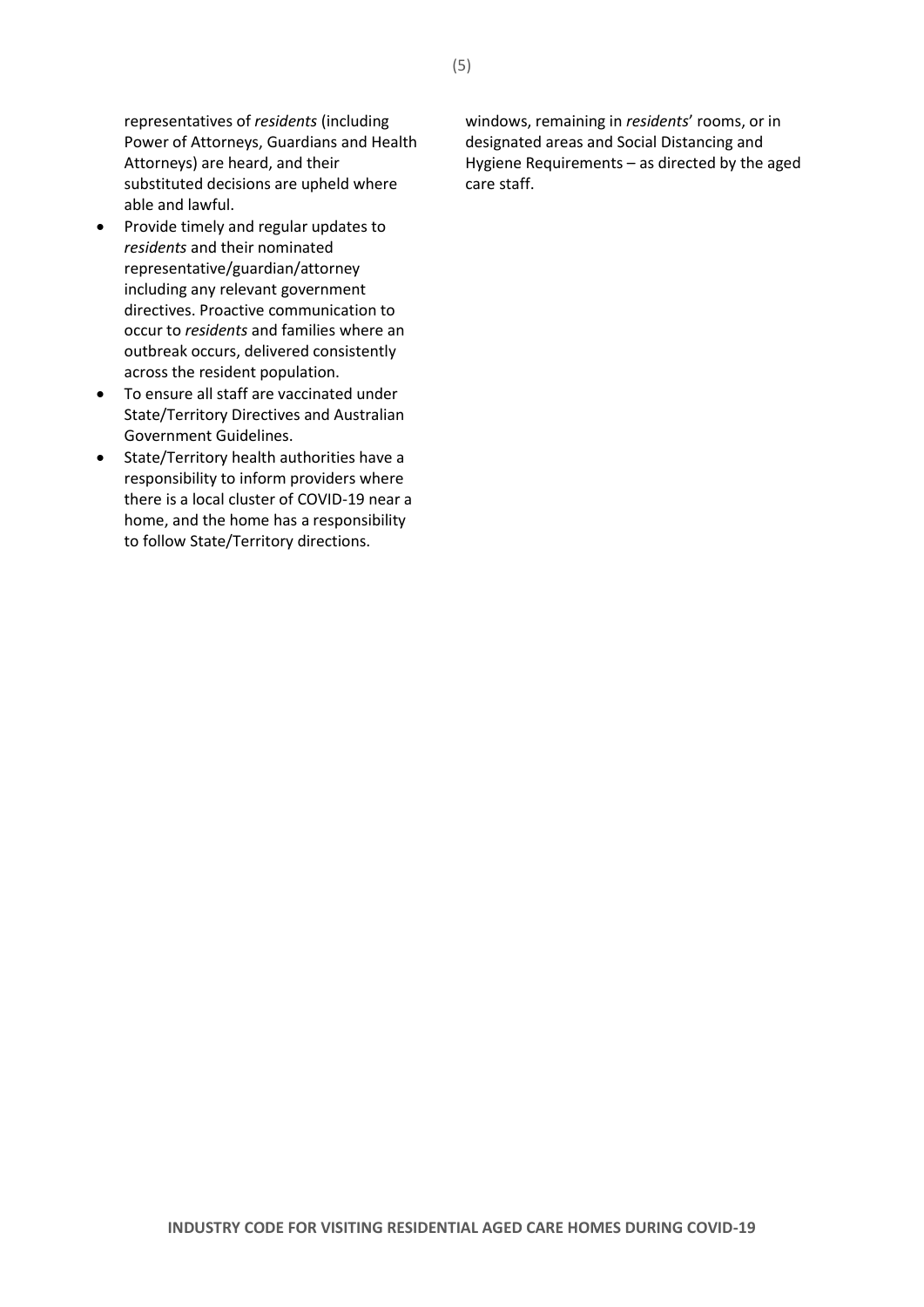representatives of *residents* (including Power of Attorneys, Guardians and Health Attorneys) are heard, and their substituted decisions are upheld where able and lawful.

- Provide timely and regular updates to *residents* and their nominated representative/guardian/attorney including any relevant government directives. Proactive communication to occur to *residents* and families where an outbreak occurs, delivered consistently across the resident population.
- To ensure all staff are vaccinated under State/Territory Directives and Australian Government Guidelines.
- State/Territory health authorities have a responsibility to inform providers where there is a local cluster of COVID-19 near a home, and the home has a responsibility to follow State/Territory directions.

windows, remaining in *residents*' rooms, or in designated areas and Social Distancing and Hygiene Requirements – as directed by the aged care staff.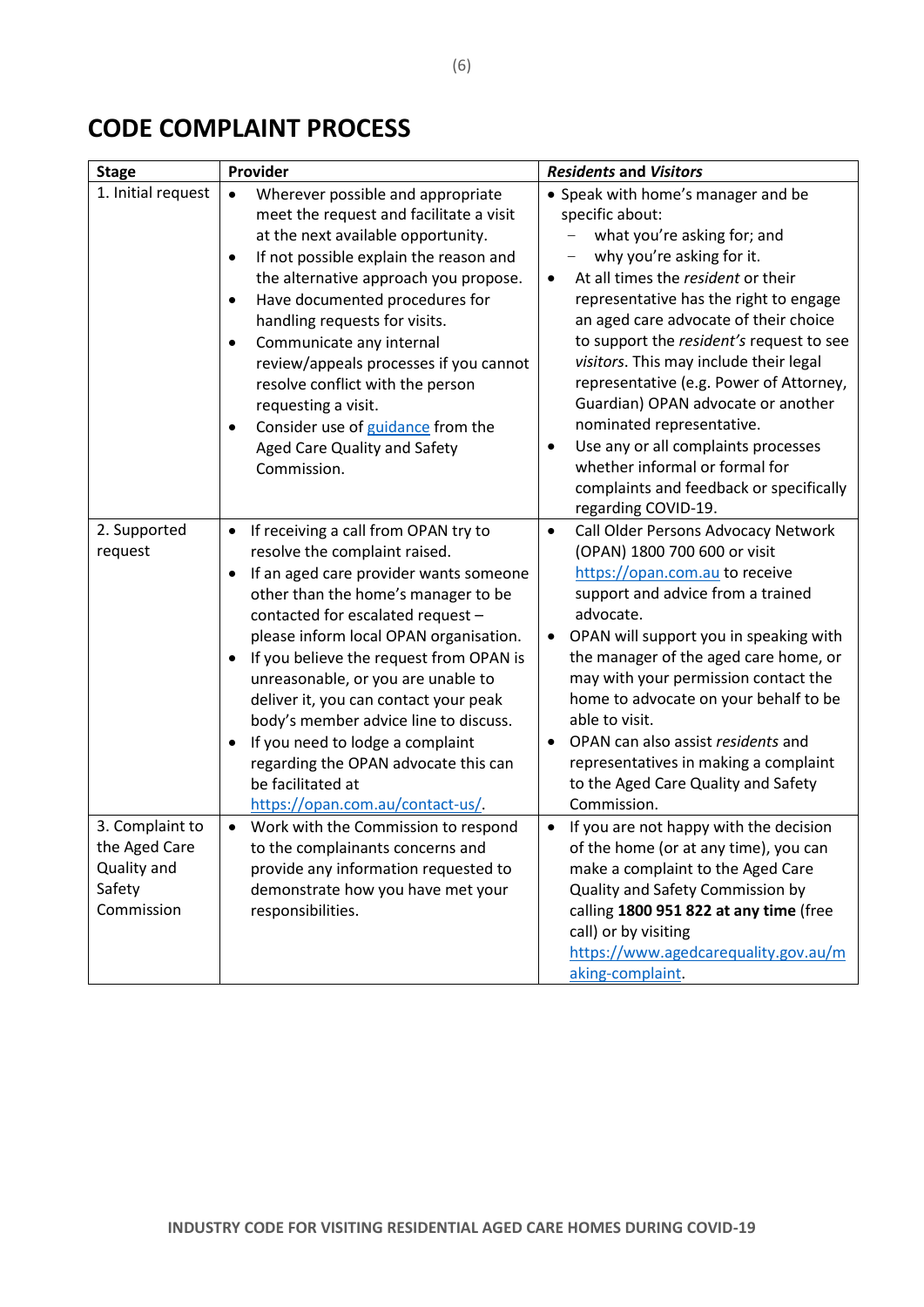## CODE COMPLAINT PROCESS

| Stage | Provider | *Residents* and *Visitors* |
|---|---|---|
| 1. Initial request | • Wherever possible and appropriate meet the request and facilitate a visit at the next available opportunity.<br>• If not possible explain the reason and the alternative approach you propose.<br>• Have documented procedures for handling requests for visits.<br>• Communicate any internal review/appeals processes if you cannot resolve conflict with the person requesting a visit.<br>• Consider use of guidance from the Aged Care Quality and Safety Commission. | • Speak with home's manager and be specific about:<br>– what you're asking for; and<br>– why you're asking for it.<br>• At all times the *resident* or their representative has the right to engage an aged care advocate of their choice to support the *resident's* request to see *visitors*. This may include their legal representative (e.g. Power of Attorney, Guardian) OPAN advocate or another nominated representative.<br>• Use any or all complaints processes whether informal or formal for complaints and feedback or specifically regarding COVID-19. |
| 2. Supported request | • If receiving a call from OPAN try to resolve the complaint raised.<br>• If an aged care provider wants someone other than the home's manager to be contacted for escalated request – please inform local OPAN organisation.<br>• If you believe the request from OPAN is unreasonable, or you are unable to deliver it, you can contact your peak body's member advice line to discuss.<br>• If you need to lodge a complaint regarding the OPAN advocate this can be facilitated at https://opan.com.au/contact-us/. | • Call Older Persons Advocacy Network (OPAN) 1800 700 600 or visit https://opan.com.au to receive support and advice from a trained advocate.<br>• OPAN will support you in speaking with the manager of the aged care home, or may with your permission contact the home to advocate on your behalf to be able to visit.<br>• OPAN can also assist *residents* and representatives in making a complaint to the Aged Care Quality and Safety Commission. |
| 3. Complaint to the Aged Care Quality and Safety Commission | • Work with the Commission to respond to the complainants concerns and provide any information requested to demonstrate how you have met your responsibilities. | • If you are not happy with the decision of the home (or at any time), you can make a complaint to the Aged Care Quality and Safety Commission by calling **1800 951 822 at any time** (free call) or by visiting https://www.agedcarequality.gov.au/making-complaint. |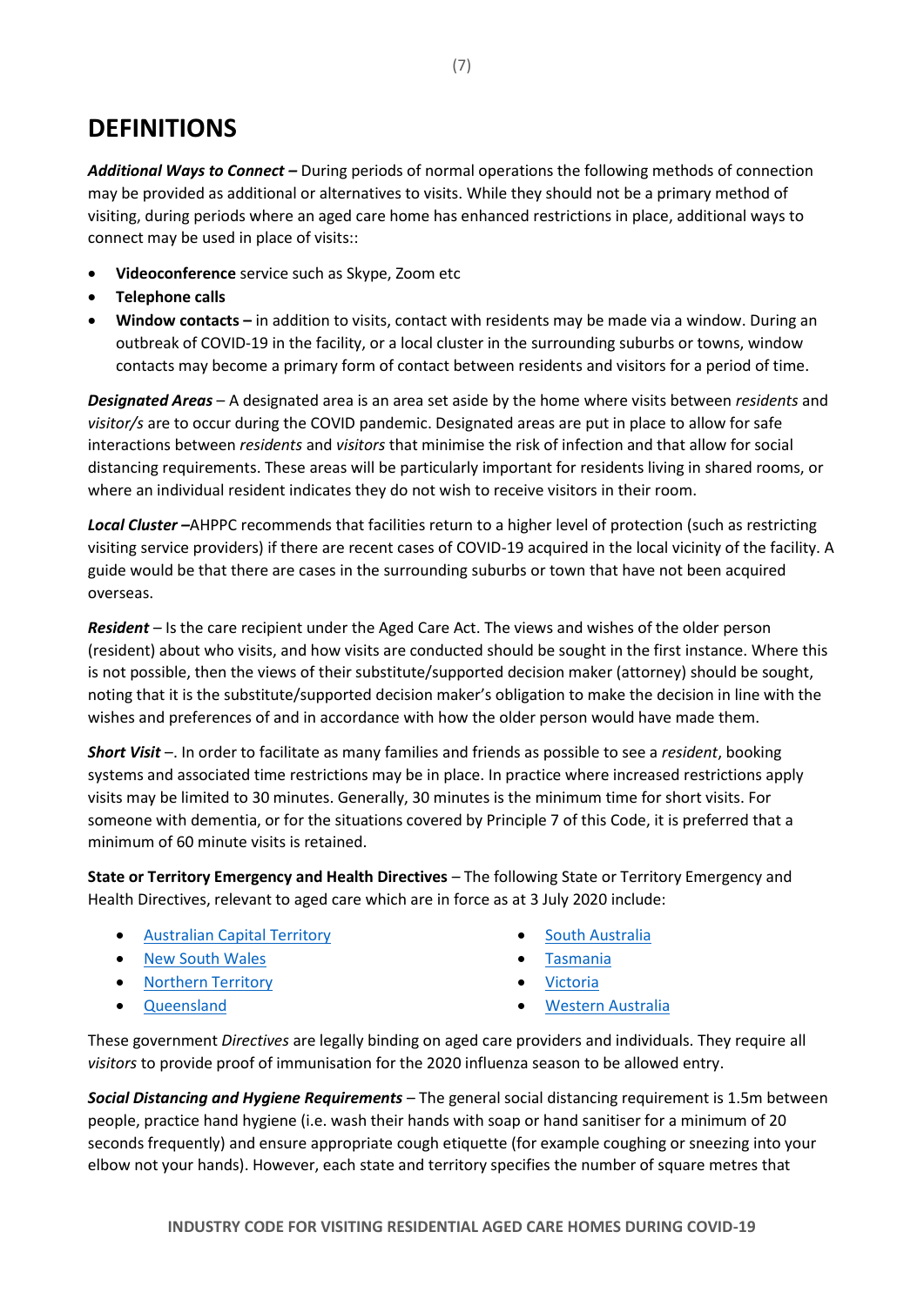# DEFINITIONS

***Additional Ways to Connect –*** During periods of normal operations the following methods of connection may be provided as additional or alternatives to visits. While they should not be a primary method of visiting, during periods where an aged care home has enhanced restrictions in place, additional ways to connect may be used in place of visits::

- **Videoconference** service such as Skype, Zoom etc
- **Telephone calls**
- **Window contacts –** in addition to visits, contact with residents may be made via a window. During an outbreak of COVID-19 in the facility, or a local cluster in the surrounding suburbs or towns, window contacts may become a primary form of contact between residents and visitors for a period of time.

***Designated Areas*** – A designated area is an area set aside by the home where visits between *residents* and *visitor/s* are to occur during the COVID pandemic. Designated areas are put in place to allow for safe interactions between *residents* and *visitors* that minimise the risk of infection and that allow for social distancing requirements. These areas will be particularly important for residents living in shared rooms, or where an individual resident indicates they do not wish to receive visitors in their room.

***Local Cluster –***AHPPC recommends that facilities return to a higher level of protection (such as restricting visiting service providers) if there are recent cases of COVID-19 acquired in the local vicinity of the facility. A guide would be that there are cases in the surrounding suburbs or town that have not been acquired overseas.

***Resident*** – Is the care recipient under the Aged Care Act. The views and wishes of the older person (resident) about who visits, and how visits are conducted should be sought in the first instance. Where this is not possible, then the views of their substitute/supported decision maker (attorney) should be sought, noting that it is the substitute/supported decision maker's obligation to make the decision in line with the wishes and preferences of and in accordance with how the older person would have made them.

***Short Visit*** –. In order to facilitate as many families and friends as possible to see a *resident*, booking systems and associated time restrictions may be in place. In practice where increased restrictions apply visits may be limited to 30 minutes. Generally, 30 minutes is the minimum time for short visits. For someone with dementia, or for the situations covered by Principle 7 of this Code, it is preferred that a minimum of 60 minute visits is retained.

**State or Territory Emergency and Health Directives** – The following State or Territory Emergency and Health Directives, relevant to aged care which are in force as at 3 July 2020 include:

- Australian Capital Territory
- New South Wales
- Northern Territory
- Queensland
- South Australia
- Tasmania
- Victoria
- Western Australia

These government *Directives* are legally binding on aged care providers and individuals. They require all *visitors* to provide proof of immunisation for the 2020 influenza season to be allowed entry.

***Social Distancing and Hygiene Requirements*** – The general social distancing requirement is 1.5m between people, practice hand hygiene (i.e. wash their hands with soap or hand sanitiser for a minimum of 20 seconds frequently) and ensure appropriate cough etiquette (for example coughing or sneezing into your elbow not your hands). However, each state and territory specifies the number of square metres that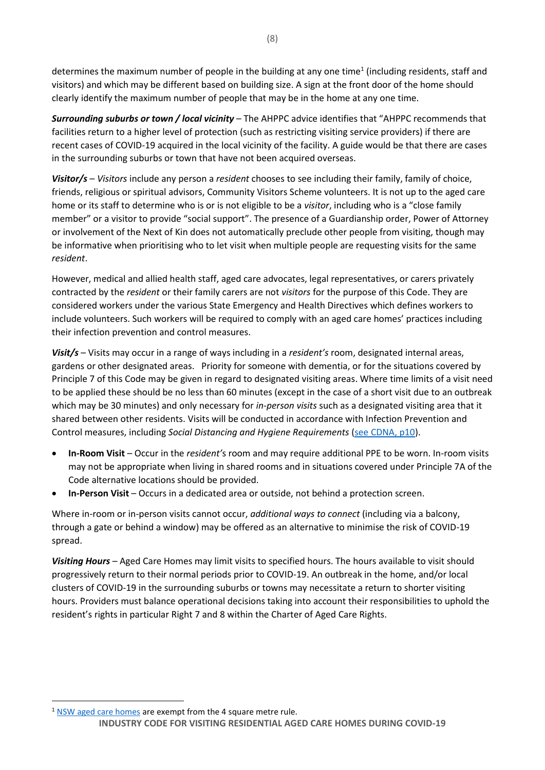determines the maximum number of people in the building at any one time[1] (including residents, staff and visitors) and which may be different based on building size. A sign at the front door of the home should clearly identify the maximum number of people that may be in the home at any one time.

***Surrounding suburbs or town / local vicinity*** – The AHPPC advice identifies that "AHPPC recommends that facilities return to a higher level of protection (such as restricting visiting service providers) if there are recent cases of COVID-19 acquired in the local vicinity of the facility. A guide would be that there are cases in the surrounding suburbs or town that have not been acquired overseas.

***Visitor/s*** – *Visitors* include any person a *resident* chooses to see including their family, family of choice, friends, religious or spiritual advisors, Community Visitors Scheme volunteers. It is not up to the aged care home or its staff to determine who is or is not eligible to be a *visitor*, including who is a "close family member" or a visitor to provide "social support". The presence of a Guardianship order, Power of Attorney or involvement of the Next of Kin does not automatically preclude other people from visiting, though may be informative when prioritising who to let visit when multiple people are requesting visits for the same *resident*.

However, medical and allied health staff, aged care advocates, legal representatives, or carers privately contracted by the *resident* or their family carers are not *visitors* for the purpose of this Code. They are considered workers under the various State Emergency and Health Directives which defines workers to include volunteers. Such workers will be required to comply with an aged care homes' practices including their infection prevention and control measures.

***Visit/s*** – Visits may occur in a range of ways including in a *resident's* room, designated internal areas, gardens or other designated areas. Priority for someone with dementia, or for the situations covered by Principle 7 of this Code may be given in regard to designated visiting areas. Where time limits of a visit need to be applied these should be no less than 60 minutes (except in the case of a short visit due to an outbreak which may be 30 minutes) and only necessary for *in-person visits* such as a designated visiting area that it shared between other residents. Visits will be conducted in accordance with Infection Prevention and Control measures, including *Social Distancing and Hygiene Requirements* (see CDNA, p10).

- **In-Room Visit** – Occur in the *resident's* room and may require additional PPE to be worn. In-room visits may not be appropriate when living in shared rooms and in situations covered under Principle 7A of the Code alternative locations should be provided.
- **In-Person Visit** – Occurs in a dedicated area or outside, not behind a protection screen.

Where in-room or in-person visits cannot occur, *additional ways to connect* (including via a balcony, through a gate or behind a window) may be offered as an alternative to minimise the risk of COVID-19 spread.

***Visiting Hours*** – Aged Care Homes may limit visits to specified hours. The hours available to visit should progressively return to their normal periods prior to COVID-19. An outbreak in the home, and/or local clusters of COVID-19 in the surrounding suburbs or towns may necessitate a return to shorter visiting hours. Providers must balance operational decisions taking into account their responsibilities to uphold the resident's rights in particular Right 7 and 8 within the Charter of Aged Care Rights.

[1] NSW aged care homes are exempt from the 4 square metre rule.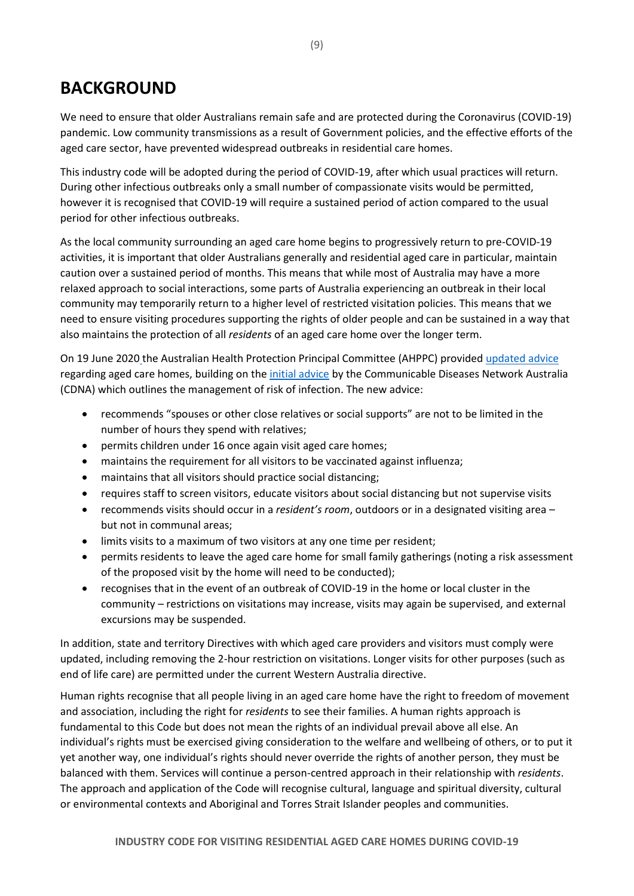# BACKGROUND

We need to ensure that older Australians remain safe and are protected during the Coronavirus (COVID-19) pandemic. Low community transmissions as a result of Government policies, and the effective efforts of the aged care sector, have prevented widespread outbreaks in residential care homes.

This industry code will be adopted during the period of COVID-19, after which usual practices will return. During other infectious outbreaks only a small number of compassionate visits would be permitted, however it is recognised that COVID-19 will require a sustained period of action compared to the usual period for other infectious outbreaks.

As the local community surrounding an aged care home begins to progressively return to pre-COVID-19 activities, it is important that older Australians generally and residential aged care in particular, maintain caution over a sustained period of months. This means that while most of Australia may have a more relaxed approach to social interactions, some parts of Australia experiencing an outbreak in their local community may temporarily return to a higher level of restricted visitation policies. This means that we need to ensure visiting procedures supporting the rights of older people and can be sustained in a way that also maintains the protection of all *residents* of an aged care home over the longer term.

On 19 June 2020 the Australian Health Protection Principal Committee (AHPPC) provided updated advice regarding aged care homes, building on the initial advice by the Communicable Diseases Network Australia (CDNA) which outlines the management of risk of infection. The new advice:

- recommends "spouses or other close relatives or social supports" are not to be limited in the number of hours they spend with relatives;
- permits children under 16 once again visit aged care homes;
- maintains the requirement for all visitors to be vaccinated against influenza;
- maintains that all visitors should practice social distancing;
- requires staff to screen visitors, educate visitors about social distancing but not supervise visits
- recommends visits should occur in a *resident's room*, outdoors or in a designated visiting area – but not in communal areas;
- limits visits to a maximum of two visitors at any one time per resident;
- permits residents to leave the aged care home for small family gatherings (noting a risk assessment of the proposed visit by the home will need to be conducted);
- recognises that in the event of an outbreak of COVID-19 in the home or local cluster in the community – restrictions on visitations may increase, visits may again be supervised, and external excursions may be suspended.

In addition, state and territory Directives with which aged care providers and visitors must comply were updated, including removing the 2-hour restriction on visitations. Longer visits for other purposes (such as end of life care) are permitted under the current Western Australia directive.

Human rights recognise that all people living in an aged care home have the right to freedom of movement and association, including the right for *residents* to see their families. A human rights approach is fundamental to this Code but does not mean the rights of an individual prevail above all else. An individual's rights must be exercised giving consideration to the welfare and wellbeing of others, or to put it yet another way, one individual's rights should never override the rights of another person, they must be balanced with them. Services will continue a person-centred approach in their relationship with *residents*. The approach and application of the Code will recognise cultural, language and spiritual diversity, cultural or environmental contexts and Aboriginal and Torres Strait Islander peoples and communities.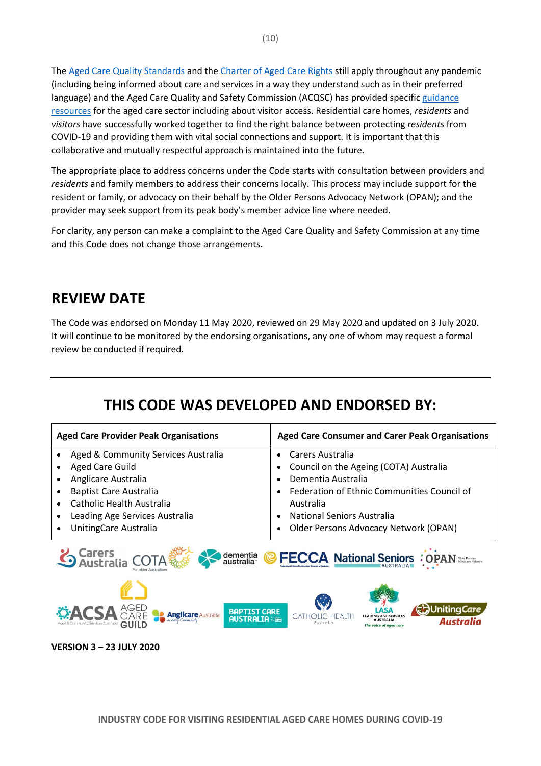The [Aged Care Quality Standards](#) and the [Charter of Aged Care Rights](#) still apply throughout any pandemic (including being informed about care and services in a way they understand such as in their preferred language) and the Aged Care Quality and Safety Commission (ACQSC) has provided specific [guidance resources](#) for the aged care sector including about visitor access. Residential care homes, *residents* and *visitors* have successfully worked together to find the right balance between protecting *residents* from COVID-19 and providing them with vital social connections and support. It is important that this collaborative and mutually respectful approach is maintained into the future.

The appropriate place to address concerns under the Code starts with consultation between providers and *residents* and family members to address their concerns locally. This process may include support for the resident or family, or advocacy on their behalf by the Older Persons Advocacy Network (OPAN); and the provider may seek support from its peak body's member advice line where needed.

For clarity, any person can make a complaint to the Aged Care Quality and Safety Commission at any time and this Code does not change those arrangements.

## REVIEW DATE

The Code was endorsed on Monday 11 May 2020, reviewed on 29 May 2020 and updated on 3 July 2020. It will continue to be monitored by the endorsing organisations, any one of whom may request a formal review be conducted if required.

## THIS CODE WAS DEVELOPED AND ENDORSED BY:

| Aged Care Provider Peak Organisations | Aged Care Consumer and Carer Peak Organisations |
|---|---|
| • Aged & Community Services Australia<br>• Aged Care Guild<br>• Anglicare Australia<br>• Baptist Care Australia<br>• Catholic Health Australia<br>• Leading Age Services Australia<br>• UnitingCare Australia | • Carers Australia<br>• Council on the Ageing (COTA) Australia<br>• Dementia Australia<br>• Federation of Ethnic Communities Council of Australia<br>• National Seniors Australia<br>• Older Persons Advocacy Network (OPAN) |

**VERSION 3 – 23 JULY 2020**